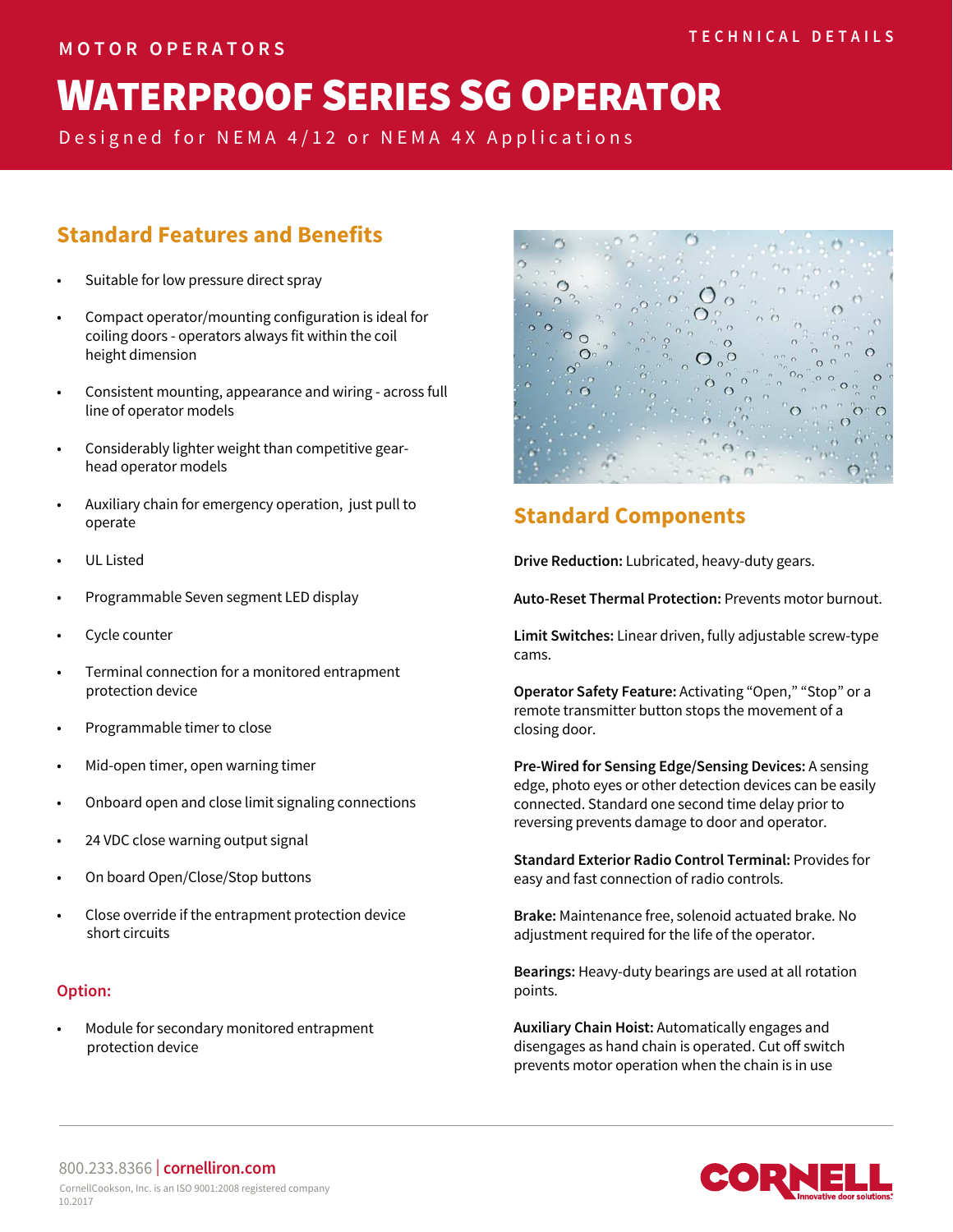MOTOR OPERATORS

TECHNICAL DETAILS

# Waterproof Series SG Operator

Designed for NEMA 4/12 or NEMA 4X Applications

## Standard Features and Benefits

- Suitable for low pressure direct spray
- Compact operator/mounting configuration is ideal for coiling doors - operators always fit within the coil height dimension
- Consistent mounting, appearance and wiring - across full line of operator models
- Considerably lighter weight than competitive gear-head operator models
- Auxiliary chain for emergency operation, just pull to operate
- UL Listed
- Programmable Seven segment LED display
- Cycle counter
- Terminal connection for a monitored entrapment protection device
- Programmable timer to close
- Mid-open timer, open warning timer
- Onboard open and close limit signaling connections
- 24 VDC close warning output signal
- On board Open/Close/Stop buttons
- Close override if the entrapment protection device short circuits

### Option:

- Module for secondary monitored entrapment protection device

## Standard Components

**Drive Reduction:** Lubricated, heavy-duty gears.

**Auto-Reset Thermal Protection:** Prevents motor burnout.

**Limit Switches:** Linear driven, fully adjustable screw-type cams.

**Operator Safety Feature:** Activating “Open,” “Stop” or a remote transmitter button stops the movement of a closing door.

**Pre-Wired for Sensing Edge/Sensing Devices:** A sensing edge, photo eyes or other detection devices can be easily connected. Standard one second time delay prior to reversing prevents damage to door and operator.

**Standard Exterior Radio Control Terminal:** Provides for easy and fast connection of radio controls.

**Brake:** Maintenance free, solenoid actuated brake. No adjustment required for the life of the operator.

**Bearings:** Heavy-duty bearings are used at all rotation points.

**Auxiliary Chain Hoist:** Automatically engages and disengages as hand chain is operated. Cut off switch prevents motor operation when the chain is in use

800.233.8366 | cornelliron.com

CornellCookson, Inc. is an ISO 9001:2008 registered company

10.2017

CORNELL Innovative door solutions.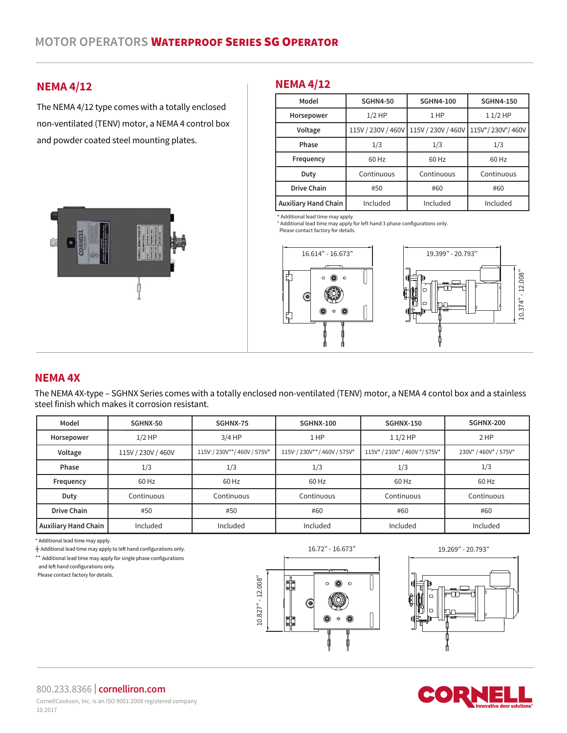# MOTOR OPERATORS **WATERPROOF SERIES SG OPERATOR**

## NEMA 4/12

The NEMA 4/12 type comes with a totally enclosed non-ventilated (TENV) motor, a NEMA 4 control box and powder coated steel mounting plates.

## NEMA 4/12

| Model | SGHN4-50 | SGHN4-100 | SGHN4-150 |
|---|---|---|---|
| Horsepower | 1/2 HP | 1 HP | 1 1/2 HP |
| Voltage | 115V / 230V / 460V | 115V / 230V / 460V | 115V* / 230V° / 460V |
| Phase | 1/3 | 1/3 | 1/3 |
| Frequency | 60 Hz | 60 Hz | 60 Hz |
| Duty | Continuous | Continuous | Continuous |
| Drive Chain | #50 | #60 | #60 |
| Auxiliary Hand Chain | Included | Included | Included |

* Additional lead time may apply.
° Additional lead time may apply for left hand 3 phase configurations only.
Please contact factory for details.

16.614" - 16.673"

19.399" - 20.793"

10.374" - 12.008"

## NEMA 4X

The NEMA 4X-type – SGHNX Series comes with a totally enclosed non-ventilated (TENV) motor, a NEMA 4 contol box and a stainless steel finish which makes it corrosion resistant.

| Model | SGHNX-50 | SGHNX-75 | SGHNX-100 | SGHNX-150 | SGHNX-200 |
|---|---|---|---|---|---|
| Horsepower | 1/2 HP | 3/4 HP | 1 HP | 1 1/2 HP | 2 HP |
| Voltage | 115V / 230V / 460V | 115V† / 230V** / 460V / 575V* | 115V† / 230V** / 460V / 575V* | 115V* / 230V* / 460V */ 575V* | 230V* / 460V* / 575V* |
| Phase | 1/3 | 1/3 | 1/3 | 1/3 | 1/3 |
| Frequency | 60 Hz | 60 Hz | 60 Hz | 60 Hz | 60 Hz |
| Duty | Continuous | Continuous | Continuous | Continuous | Continuous |
| Drive Chain | #50 | #50 | #60 | #60 | #60 |
| Auxiliary Hand Chain | Included | Included | Included | Included | Included |

* Additional lead time may apply.
† Additional lead time may apply to left hand configurations only.
** Additional lead time may apply for single phase configurations and left hand configurations only.
Please contact factory for details.

16.72" - 16.673"

19.269" - 20.793"

10.827" - 12.008"

800.233.8366 | cornelliron.com
CornellCookson, Inc. is an ISO 9001:2008 registered company
10.2017

CORNELL Innovative door solutions.